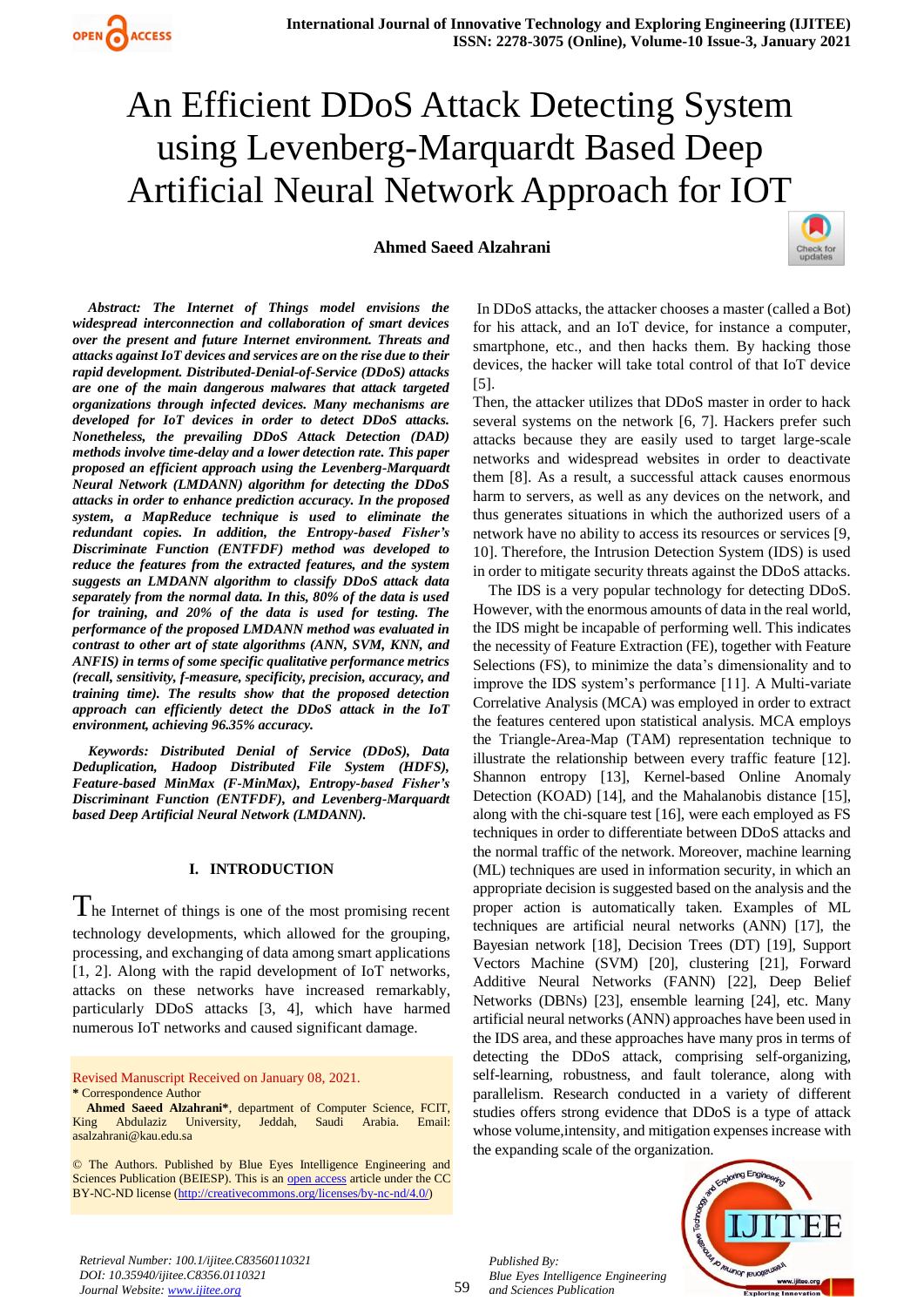# An Efficient DDoS Attack Detecting System using Levenberg-Marquardt Based Deep Artificial Neural Network Approach for IOT

**Ahmed Saeed Alzahrani**

***Abstract:*** ***The Internet of Things model envisions the widespread interconnection and collaboration of smart devices over the present and future Internet environment. Threats and attacks against IoT devices and services are on the rise due to their rapid development. Distributed-Denial-of-Service (DDoS) attacks are one of the main dangerous malwares that attack targeted organizations through infected devices. Many mechanisms are developed for IoT devices in order to detect DDoS attacks. Nonetheless, the prevailing DDoS Attack Detection (DAD) methods involve time-delay and a lower detection rate. This paper proposed an efficient approach using the Levenberg-Marquardt Neural Network (LMDANN) algorithm for detecting the DDoS attacks in order to enhance prediction accuracy. In the proposed system, a MapReduce technique is used to eliminate the redundant copies. In addition, the Entropy-based Fisher's Discriminate Function (ENTFDF) method was developed to reduce the features from the extracted features, and the system suggests an LMDANN algorithm to classify DDoS attack data separately from the normal data. In this, 80% of the data is used for training, and 20% of the data is used for testing. The performance of the proposed LMDANN method was evaluated in contrast to other art of state algorithms (ANN, SVM, KNN, and ANFIS) in terms of some specific qualitative performance metrics (recall, sensitivity, f-measure, specificity, precision, accuracy, and training time). The results show that the proposed detection approach can efficiently detect the DDoS attack in the IoT environment, achieving 96.35% accuracy.***

***Keywords: Distributed Denial of Service (DDoS), Data Deduplication, Hadoop Distributed File System (HDFS), Feature-based MinMax (F-MinMax), Entropy-based Fisher's Discriminant Function (ENTFDF), and Levenberg-Marquardt based Deep Artificial Neural Network (LMDANN).***

## I. INTRODUCTION

The Internet of things is one of the most promising recent technology developments, which allowed for the grouping, processing, and exchanging of data among smart applications [1, 2]. Along with the rapid development of IoT networks, attacks on these networks have increased remarkably, particularly DDoS attacks [3, 4], which have harmed numerous IoT networks and caused significant damage.

In DDoS attacks, the attacker chooses a master (called a Bot) for his attack, and an IoT device, for instance a computer, smartphone, etc., and then hacks them. By hacking those devices, the hacker will take total control of that IoT device [5].

Then, the attacker utilizes that DDoS master in order to hack several systems on the network [6, 7]. Hackers prefer such attacks because they are easily used to target large-scale networks and widespread websites in order to deactivate them [8]. As a result, a successful attack causes enormous harm to servers, as well as any devices on the network, and thus generates situations in which the authorized users of a network have no ability to access its resources or services [9, 10]. Therefore, the Intrusion Detection System (IDS) is used in order to mitigate security threats against the DDoS attacks.

The IDS is a very popular technology for detecting DDoS. However, with the enormous amounts of data in the real world, the IDS might be incapable of performing well. This indicates the necessity of Feature Extraction (FE), together with Feature Selections (FS), to minimize the data's dimensionality and to improve the IDS system's performance [11]. A Multi-variate Correlative Analysis (MCA) was employed in order to extract the features centered upon statistical analysis. MCA employs the Triangle-Area-Map (TAM) representation technique to illustrate the relationship between every traffic feature [12]. Shannon entropy [13], Kernel-based Online Anomaly Detection (KOAD) [14], and the Mahalanobis distance [15], along with the chi-square test [16], were each employed as FS techniques in order to differentiate between DDoS attacks and the normal traffic of the network. Moreover, machine learning (ML) techniques are used in information security, in which an appropriate decision is suggested based on the analysis and the proper action is automatically taken. Examples of ML techniques are artificial neural networks (ANN) [17], the Bayesian network [18], Decision Trees (DT) [19], Support Vectors Machine (SVM) [20], clustering [21], Forward Additive Neural Networks (FANN) [22], Deep Belief Networks (DBNs) [23], ensemble learning [24], etc. Many artificial neural networks (ANN) approaches have been used in the IDS area, and these approaches have many pros in terms of detecting the DDoS attack, comprising self-organizing, self-learning, robustness, and fault tolerance, along with parallelism. Research conducted in a variety of different studies offers strong evidence that DDoS is a type of attack whose volume,intensity, and mitigation expenses increase with the expanding scale of the organization.

Revised Manuscript Received on January 08, 2021.
\* Correspondence Author

**Ahmed Saeed Alzahrani\***, department of Computer Science, FCIT, King Abdulaziz University, Jeddah, Saudi Arabia. Email: asalzahrani@kau.edu.sa

© The Authors. Published by Blue Eyes Intelligence Engineering and Sciences Publication (BEIESP). This is an open access article under the CC BY-NC-ND license (http://creativecommons.org/licenses/by-nc-nd/4.0/)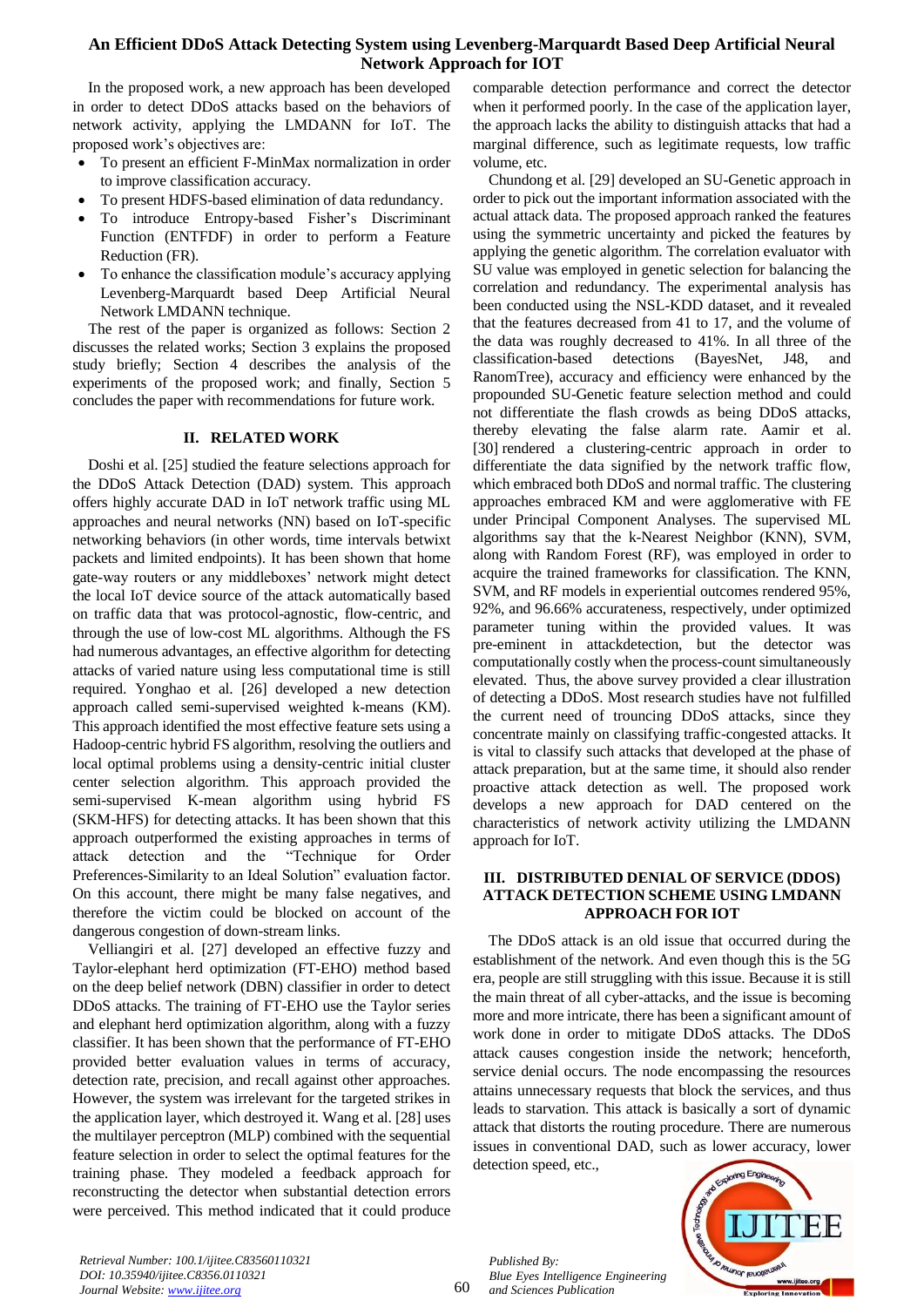In the proposed work, a new approach has been developed in order to detect DDoS attacks based on the behaviors of network activity, applying the LMDANN for IoT. The proposed work's objectives are:

- To present an efficient F-MinMax normalization in order to improve classification accuracy.
- To present HDFS-based elimination of data redundancy.
- To introduce Entropy-based Fisher's Discriminant Function (ENTFDF) in order to perform a Feature Reduction (FR).
- To enhance the classification module's accuracy applying Levenberg-Marquardt based Deep Artificial Neural Network LMDANN technique.

The rest of the paper is organized as follows: Section 2 discusses the related works; Section 3 explains the proposed study briefly; Section 4 describes the analysis of the experiments of the proposed work; and finally, Section 5 concludes the paper with recommendations for future work.

## II. RELATED WORK

Doshi et al. [25] studied the feature selections approach for the DDoS Attack Detection (DAD) system. This approach offers highly accurate DAD in IoT network traffic using ML approaches and neural networks (NN) based on IoT-specific networking behaviors (in other words, time intervals betwixt packets and limited endpoints). It has been shown that home gate-way routers or any middleboxes' network might detect the local IoT device source of the attack automatically based on traffic data that was protocol-agnostic, flow-centric, and through the use of low-cost ML algorithms. Although the FS had numerous advantages, an effective algorithm for detecting attacks of varied nature using less computational time is still required. Yonghao et al. [26] developed a new detection approach called semi-supervised weighted k-means (KM). This approach identified the most effective feature sets using a Hadoop-centric hybrid FS algorithm, resolving the outliers and local optimal problems using a density-centric initial cluster center selection algorithm. This approach provided the semi-supervised K-mean algorithm using hybrid FS (SKM-HFS) for detecting attacks. It has been shown that this approach outperformed the existing approaches in terms of attack detection and the "Technique for Order Preferences-Similarity to an Ideal Solution" evaluation factor. On this account, there might be many false negatives, and therefore the victim could be blocked on account of the dangerous congestion of down-stream links.

Velliangiri et al. [27] developed an effective fuzzy and Taylor-elephant herd optimization (FT-EHO) method based on the deep belief network (DBN) classifier in order to detect DDoS attacks. The training of FT-EHO use the Taylor series and elephant herd optimization algorithm, along with a fuzzy classifier. It has been shown that the performance of FT-EHO provided better evaluation values in terms of accuracy, detection rate, precision, and recall against other approaches. However, the system was irrelevant for the targeted strikes in the application layer, which destroyed it. Wang et al. [28] uses the multilayer perceptron (MLP) combined with the sequential feature selection in order to select the optimal features for the training phase. They modeled a feedback approach for reconstructing the detector when substantial detection errors were perceived. This method indicated that it could produce comparable detection performance and correct the detector when it performed poorly. In the case of the application layer, the approach lacks the ability to distinguish attacks that had a marginal difference, such as legitimate requests, low traffic volume, etc.

Chundong et al. [29] developed an SU-Genetic approach in order to pick out the important information associated with the actual attack data. The proposed approach ranked the features using the symmetric uncertainty and picked the features by applying the genetic algorithm. The correlation evaluator with SU value was employed in genetic selection for balancing the correlation and redundancy. The experimental analysis has been conducted using the NSL-KDD dataset, and it revealed that the features decreased from 41 to 17, and the volume of the data was roughly decreased to 41%. In all three of the classification-based detections (BayesNet, J48, and RanomTree), accuracy and efficiency were enhanced by the propounded SU-Genetic feature selection method and could not differentiate the flash crowds as being DDoS attacks, thereby elevating the false alarm rate. Aamir et al. [30] rendered a clustering-centric approach in order to differentiate the data signified by the network traffic flow, which embraced both DDoS and normal traffic. The clustering approaches embraced KM and were agglomerative with FE under Principal Component Analyses. The supervised ML algorithms say that the k-Nearest Neighbor (KNN), SVM, along with Random Forest (RF), was employed in order to acquire the trained frameworks for classification. The KNN, SVM, and RF models in experiential outcomes rendered 95%, 92%, and 96.66% accurateness, respectively, under optimized parameter tuning within the provided values. It was pre-eminent in attackdetection, but the detector was computationally costly when the process-count simultaneously elevated. Thus, the above survey provided a clear illustration of detecting a DDoS. Most research studies have not fulfilled the current need of truncating DDoS attacks, since they concentrate mainly on classifying traffic-congested attacks. It is vital to classify such attacks that developed at the phase of attack preparation, but at the same time, it should also render proactive attack detection as well. The proposed work develops a new approach for DAD centered on the characteristics of network activity utilizing the LMDANN approach for IoT.

## III. DISTRIBUTED DENIAL OF SERVICE (DDOS) ATTACK DETECTION SCHEME USING LMDANN APPROACH FOR IOT

The DDoS attack is an old issue that occurred during the establishment of the network. And even though this is the 5G era, people are still struggling with this issue. Because it is still the main threat of all cyber-attacks, and the issue is becoming more and more intricate, there has been a significant amount of work done in order to mitigate DDoS attacks. The DDoS attack causes congestion inside the network; henceforth, service denial occurs. The node encompassing the resources attains unnecessary requests that block the services, and thus leads to starvation. This attack is basically a sort of dynamic attack that distorts the routing procedure. There are numerous issues in conventional DAD, such as lower accuracy, lower detection speed, etc.,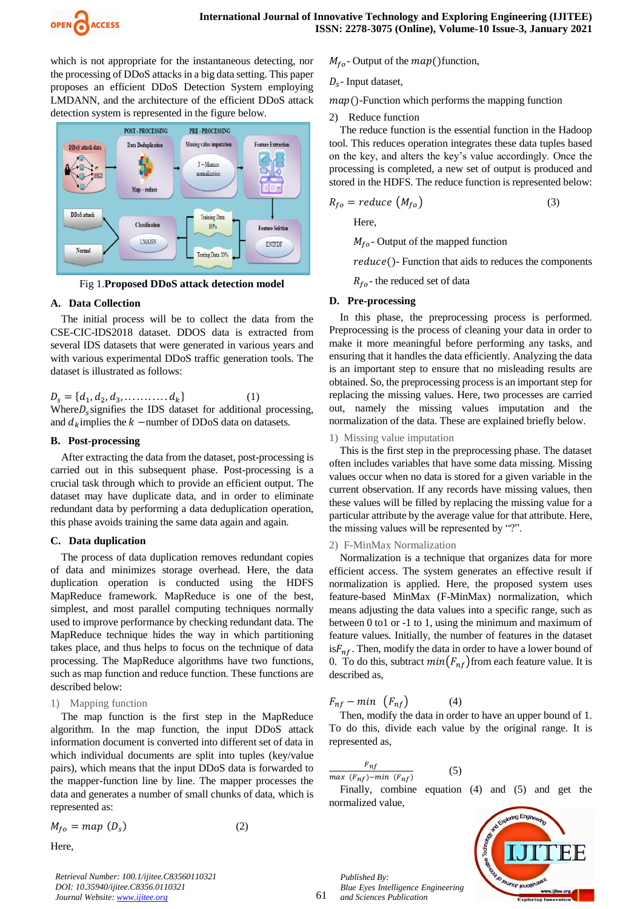which is not appropriate for the instantaneous detecting, nor the processing of DDoS attacks in a big data setting. This paper proposes an efficient DDoS Detection System employing LMDANN, and the architecture of the efficient DDoS attack detection system is represented in the figure below.

Fig 1.**Proposed DDoS attack detection model**

### A. Data Collection

The initial process will be to collect the data from the CSE-CIC-IDS2018 dataset. DDOS data is extracted from several IDS datasets that were generated in various years and with various experimental DDoS traffic generation tools. The dataset is illustrated as follows:

$$D_s = \{d_1, d_2, d_3, \ldots\ldots\ldots\ldots d_k\} \quad (1)$$

Where $D_s$ signifies the IDS dataset for additional processing, and $d_k$ implies the $k$ −number of DDoS data on datasets.

### B. Post-processing

After extracting the data from the dataset, post-processing is carried out in this subsequent phase. Post-processing is a crucial task through which to provide an efficient output. The dataset may have duplicate data, and in order to eliminate redundant data by performing a data deduplication operation, this phase avoids training the same data again and again.

### C. Data duplication

The process of data duplication removes redundant copies of data and minimizes storage overhead. Here, the data duplication operation is conducted using the HDFS MapReduce framework. MapReduce is one of the best, simplest, and most parallel computing techniques normally used to improve performance by checking redundant data. The MapReduce technique hides the way in which partitioning takes place, and thus helps to focus on the technique of data processing. The MapReduce algorithms have two functions, such as map function and reduce function. These functions are described below:

1) Mapping function

The map function is the first step in the MapReduce algorithm. In the map function, the input DDoS attack information document is converted into different set of data in which individual documents are split into tuples (key/value pairs), which means that the input DDoS data is forwarded to the mapper-function line by line. The mapper processes the data and generates a number of small chunks of data, which is represented as:

$$M_{fo} = map\ (D_s) \quad (2)$$

Here,

$M_{fo}$ - Output of the $map()$function,

$D_s$ - Input dataset,

$map()$-Function which performs the mapping function

2) Reduce function

The reduce function is the essential function in the Hadoop tool. This reduces operation integrates these data tuples based on the key, and alters the key's value accordingly. Once the processing is completed, a new set of output is produced and stored in the HDFS. The reduce function is represented below:

$$R_{fo} = reduce\ (M_{fo}) \quad (3)$$

Here,

$M_{fo}$ - Output of the mapped function

$reduce()$- Function that aids to reduces the components

$R_{fo}$ - the reduced set of data

### D. Pre-processing

In this phase, the preprocessing process is performed. Preprocessing is the process of cleaning your data in order to make it more meaningful before performing any tasks, and ensuring that it handles the data efficiently. Analyzing the data is an important step to ensure that no misleading results are obtained. So, the preprocessing process is an important step for replacing the missing values. Here, two processes are carried out, namely the missing values imputation and the normalization of the data. These are explained briefly below.

1) Missing value imputation

This is the first step in the preprocessing phase. The dataset often includes variables that have some data missing. Missing values occur when no data is stored for a given variable in the current observation. If any records have missing values, then these values will be filled by replacing the missing value for a particular attribute by the average value for that attribute. Here, the missing values will be represented by "?".

2) F-MinMax Normalization

Normalization is a technique that organizes data for more efficient access. The system generates an effective result if normalization is applied. Here, the proposed system uses feature-based MinMax (F-MinMax) normalization, which means adjusting the data values into a specific range, such as between 0 to1 or -1 to 1, using the minimum and maximum of feature values. Initially, the number of features in the dataset is $F_{nf}$. Then, modify the data in order to have a lower bound of 0. To do this, subtract $min(F_{nf})$ from each feature value. It is described as,

$$F_{nf} - min\ \ (F_{nf}) \quad (4)$$

Then, modify the data in order to have an upper bound of 1. To do this, divide each value by the original range. It is represented as,

$$\frac{F_{nf}}{max\ \ (F_{nf}) - min\ \ (F_{nf})} \quad (5)$$

Finally, combine equation (4) and (5) and get the normalized value,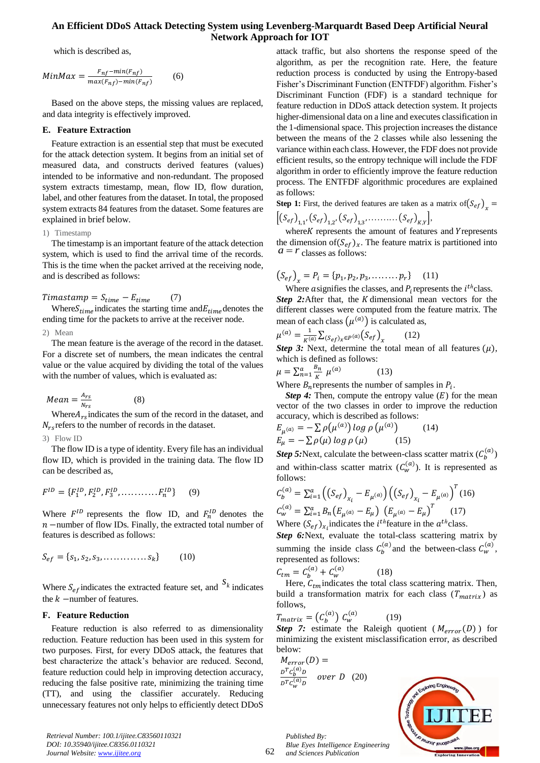which is described as,

$$MinMax = \frac{F_{nf} - min(F_{nf})}{max(F_{nf}) - min(F_{nf})} \quad (6)$$

Based on the above steps, the missing values are replaced, and data integrity is effectively improved.

## E. Feature Extraction

Feature extraction is an essential step that must be executed for the attack detection system. It begins from an initial set of measured data, and constructs derived features (values) intended to be informative and non-redundant. The proposed system extracts timestamp, mean, flow ID, flow duration, label, and other features from the dataset. In total, the proposed system extracts 84 features from the dataset. Some features are explained in brief below.

1) Timestamp

The timestamp is an important feature of the attack detection system, which is used to find the arrival time of the records. This is the time when the packet arrived at the receiving node, and is described as follows:

$$Timastamp = S_{time} - E_{time} \quad (7)$$

Where $S_{time}$ indicates the starting time and $E_{time}$ denotes the ending time for the packets to arrive at the receiver node.

2) Mean

The mean feature is the average of the record in the dataset. For a discrete set of numbers, the mean indicates the central value or the value acquired by dividing the total of the values with the number of values, which is evaluated as:

$$Mean = \frac{A_{rs}}{N_{rs}} \quad (8)$$

Where $A_{rs}$ indicates the sum of the record in the dataset, and $N_{rs}$ refers to the number of records in the dataset.

3) Flow ID

The flow ID is a type of identity. Every file has an individual flow ID, which is provided in the training data. The flow ID can be described as,

$$F^{ID} = \{F_1^{ID}, F_2^{ID}, F_3^{ID}, \ldots\ldots\ldots\ldots F_n^{ID}\} \quad (9)$$

Where $F^{ID}$ represents the flow ID, and $F_n^{ID}$ denotes the $n$ −number of flow IDs. Finally, the extracted total number of features is described as follows:

$$S_{ef} = \{s_1, s_2, s_3, \ldots\ldots\ldots\ldots s_k\} \quad (10)$$

Where $S_{ef}$ indicates the extracted feature set, and $S_k$ indicates the $k$ −number of features.

## F. Feature Reduction

Feature reduction is also referred to as dimensionality reduction. Feature reduction has been used in this system for two purposes. First, for every DDoS attack, the features that best characterize the attack's behavior are reduced. Second, feature reduction could help in improving detection accuracy, reducing the false positive rate, minimizing the training time (TT), and using the classifier accurately. Reducing unnecessary features not only helps to efficiently detect DDoS attack traffic, but also shortens the response speed of the algorithm, as per the recognition rate. Here, the feature reduction process is conducted by using the Entropy-based Fisher's Discriminant Function (ENTFDF) algorithm. Fisher's Discriminant Function (FDF) is a standard technique for feature reduction in DDoS attack detection system. It projects higher-dimensional data on a line and executes classification in the 1-dimensional space. This projection increases the distance between the means of the 2 classes while also lessening the variance within each class. However, the FDF does not provide efficient results, so the entropy technique will include the FDF algorithm in order to efficiently improve the feature reduction process. The ENTFDF algorithmic procedures are explained as follows:

**Step 1:** First, the derived features are taken as a matrix of $(S_{ef})_x = [(S_{ef})_{1,1}, (S_{ef})_{1,2}, (S_{ef})_{1,3}, \ldots\ldots\ldots (S_{ef})_{K,Y}]$,

where $K$ represents the amount of features and $Y$ represents the dimension of $(S_{ef})_x$. The feature matrix is partitioned into $a = r$ classes as follows:

$$(S_{ef})_x = P_i = \{p_1, p_2, p_3, \ldots\ldots\ldots p_r\} \quad (11)$$

Where $a$ signifies the classes, and $P_i$ represents the $i^{th}$ class.

***Step 2:*** After that, the $K$ dimensional mean vectors for the different classes were computed from the feature matrix. The mean of each class $(\mu^{(a)})$ is calculated as,

$$\mu^{(a)} = \frac{1}{K^{(a)}} \sum_{(S_{ef})_x \in P^{(a)}} (S_{ef})_x \quad (12)$$

***Step 3:*** Next, determine the total mean of all features $(\mu)$, which is defined as follows:

$$\mu = \sum_{n=1}^{a} \frac{B_n}{K} \mu^{(a)} \quad (13)$$

Where $B_n$ represents the number of samples in $P_i$.

***Step 4:*** Then, compute the entropy value $(E)$ for the mean vector of the two classes in order to improve the reduction accuracy, which is described as follows:

$$E_{\mu^{(a)}} = -\sum \rho(\mu^{(a)}) \log \rho(\mu^{(a)}) \quad (14)$$

$$E_{\mu} = -\sum \rho(\mu) \log \rho(\mu) \quad (15)$$

***Step 5:*** Next, calculate the between-class scatter matrix $(C_b^{(a)})$ and within-class scatter matrix $(C_w^{(a)})$. It is represented as follows:

$$C_b^{(a)} = \sum_{i=1}^{a} \left((S_{ef})_{x_i} - E_{\mu^{(a)}}\right)\left((S_{ef})_{x_i} - E_{\mu^{(a)}}\right)^T \quad (16)$$

$$C_w^{(a)} = \sum_{i=1}^{a} B_n \left(E_{\mu^{(a)}} - E_{\mu}\right)\left(E_{\mu^{(a)}} - E_{\mu}\right)^T \quad (17)$$

Where $(S_{ef})_{x_i}$ indicates the $i^{th}$ feature in the $a^{th}$ class.

***Step 6:*** Next, evaluate the total-class scattering matrix by summing the inside class $C_b^{(a)}$ and the between-class $C_w^{(a)}$, represented as follows:

$$C_{tm} = C_b^{(a)} + C_w^{(a)} \quad (18)$$

Here, $C_{tm}$ indicates the total class scattering matrix. Then, build a transformation matrix for each class $(T_{matrix})$ as follows,

$$T_{matrix} = (C_b^{(a)})\, C_w^{(a)} \quad (19)$$

***Step 7:*** estimate the Raleigh quotient $(M_{error}(D))$ for minimizing the existent misclassification error, as described below:

$$M_{error}(D) = \frac{D^T C_b^{(a)} D}{D^T C_w^{(a)} D} \quad over\ D \quad (20)$$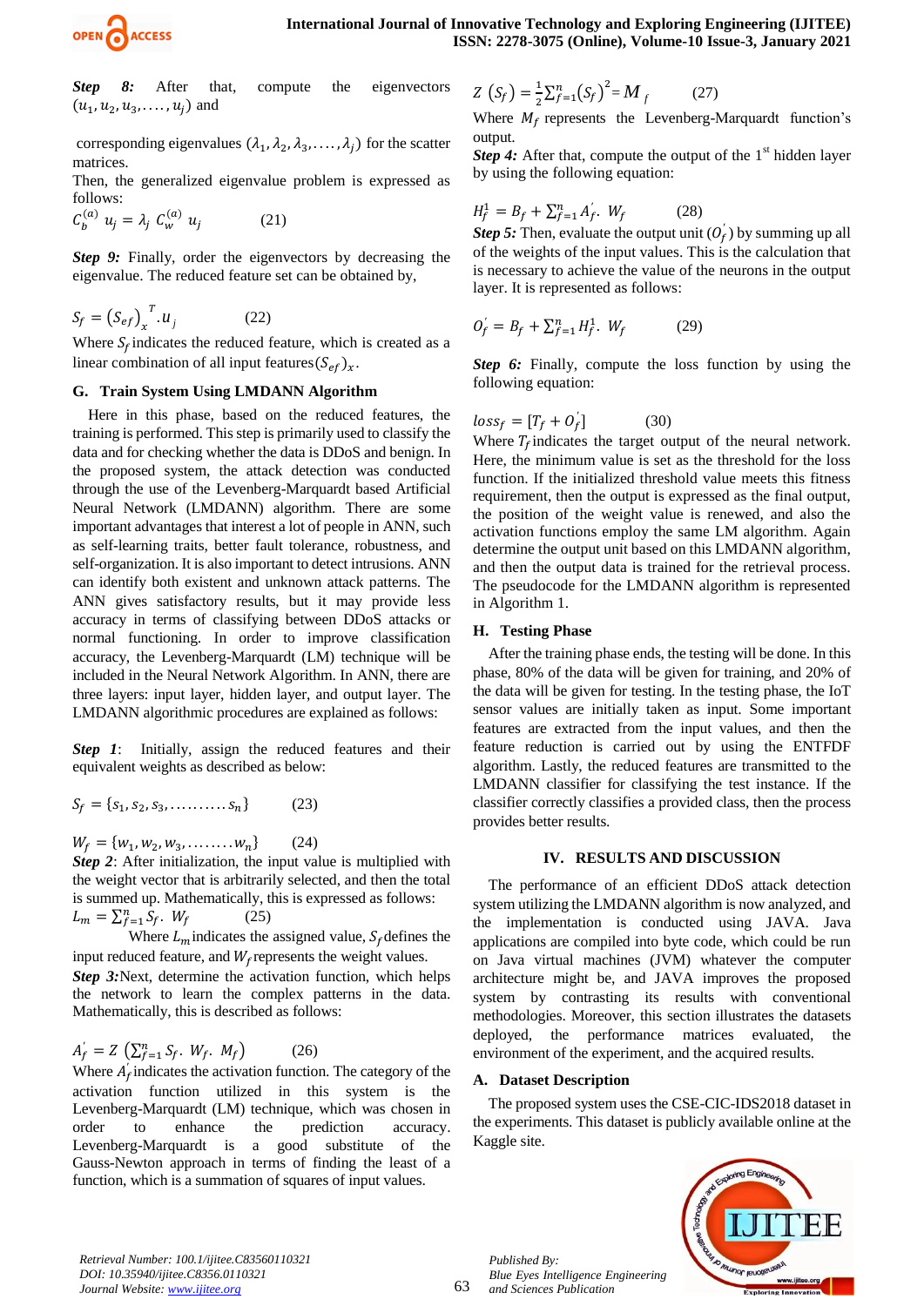***Step 8:*** After that, compute the eigenvectors $(u_1, u_2, u_3, \ldots., u_j)$ and

corresponding eigenvalues $(\lambda_1, \lambda_2, \lambda_3, \ldots., \lambda_j)$ for the scatter matrices.

Then, the generalized eigenvalue problem is expressed as follows:

$$C_b^{(a)}\ u_j = \lambda_j\ C_w^{(a)}\ u_j \qquad (21)$$

***Step 9:*** Finally, order the eigenvectors by decreasing the eigenvalue. The reduced feature set can be obtained by,

$$S_f = \left(S_{ef}\right)_x^{\ T}.u_j \qquad (22)$$

Where $S_f$ indicates the reduced feature, which is created as a linear combination of all input features$(S_{ef})_x$.

### G. Train System Using LMDANN Algorithm

Here in this phase, based on the reduced features, the training is performed. This step is primarily used to classify the data and for checking whether the data is DDoS and benign. In the proposed system, the attack detection was conducted through the use of the Levenberg-Marquardt based Artificial Neural Network (LMDANN) algorithm. There are some important advantages that interest a lot of people in ANN, such as self-learning traits, better fault tolerance, robustness, and self-organization. It is also important to detect intrusions. ANN can identify both existent and unknown attack patterns. The ANN gives satisfactory results, but it may provide less accuracy in terms of classifying between DDoS attacks or normal functioning. In order to improve classification accuracy, the Levenberg-Marquardt (LM) technique will be included in the Neural Network Algorithm. In ANN, there are three layers: input layer, hidden layer, and output layer. The LMDANN algorithmic procedures are explained as follows:

***Step 1***: Initially, assign the reduced features and their equivalent weights as described as below:

$$S_f = \{s_1, s_2, s_3, \ldots\ldots\ldots. s_n\} \qquad (23)$$

$$W_f = \{w_1, w_2, w_3, \ldots\ldots. w_n\} \qquad (24)$$

***Step 2***: After initialization, the input value is multiplied with the weight vector that is arbitrarily selected, and then the total is summed up. Mathematically, this is expressed as follows:

$$L_m = \sum_{f=1}^{n} S_f.\ W_f \qquad (25)$$

Where $L_m$ indicates the assigned value, $S_f$ defines the input reduced feature, and $W_f$ represents the weight values.

***Step 3:*** Next, determine the activation function, which helps the network to learn the complex patterns in the data. Mathematically, this is described as follows:

$$A_f^{'} = Z\ \left(\sum_{f=1}^{n} S_f.\ W_f.\ M_f\right) \qquad (26)$$

Where $A_f^{'}$ indicates the activation function. The category of the activation function utilized in this system is the Levenberg-Marquardt (LM) technique, which was chosen in order to enhance the prediction accuracy. Levenberg-Marquardt is a good substitute of the Gauss-Newton approach in terms of finding the least of a function, which is a summation of squares of input values.

$$Z\ (S_f) = \tfrac{1}{2}\sum_{f=1}^{n}(S_f)^2 = M_f \qquad (27)$$

Where $M_f$ represents the Levenberg-Marquardt function's output.

***Step 4:*** After that, compute the output of the 1st hidden layer by using the following equation:

$$H_f^1 = B_f + \sum_{f=1}^{n} A_f^{'}.\ W_f \qquad (28)$$

***Step 5:*** Then, evaluate the output unit $(O_f^{'})$ by summing up all of the weights of the input values. This is the calculation that is necessary to achieve the value of the neurons in the output layer. It is represented as follows:

$$O_f^{'} = B_f + \sum_{f=1}^{n} H_f^1.\ W_f \qquad (29)$$

***Step 6:*** Finally, compute the loss function by using the following equation:

$$loss_f = [T_f + O_f^{'}] \qquad (30)$$

Where $T_f$ indicates the target output of the neural network. Here, the minimum value is set as the threshold for the loss function. If the initialized threshold value meets this fitness requirement, then the output is expressed as the final output, the position of the weight value is renewed, and also the activation functions employ the same LM algorithm. Again determine the output unit based on this LMDANN algorithm, and then the output data is trained for the retrieval process. The pseudocode for the LMDANN algorithm is represented in Algorithm 1.

### H. Testing Phase

After the training phase ends, the testing will be done. In this phase, 80% of the data will be given for training, and 20% of the data will be given for testing. In the testing phase, the IoT sensor values are initially taken as input. Some important features are extracted from the input values, and then the feature reduction is carried out by using the ENTFDF algorithm. Lastly, the reduced features are transmitted to the LMDANN classifier for classifying the test instance. If the classifier correctly classifies a provided class, then the process provides better results.

## IV. RESULTS AND DISCUSSION

The performance of an efficient DDoS attack detection system utilizing the LMDANN algorithm is now analyzed, and the implementation is conducted using JAVA. Java applications are compiled into byte code, which could be run on Java virtual machines (JVM) whatever the computer architecture might be, and JAVA improves the proposed system by contrasting its results with conventional methodologies. Moreover, this section illustrates the datasets deployed, the performance matrices evaluated, the environment of the experiment, and the acquired results.

### A. Dataset Description

The proposed system uses the CSE-CIC-IDS2018 dataset in the experiments. This dataset is publicly available online at the Kaggle site.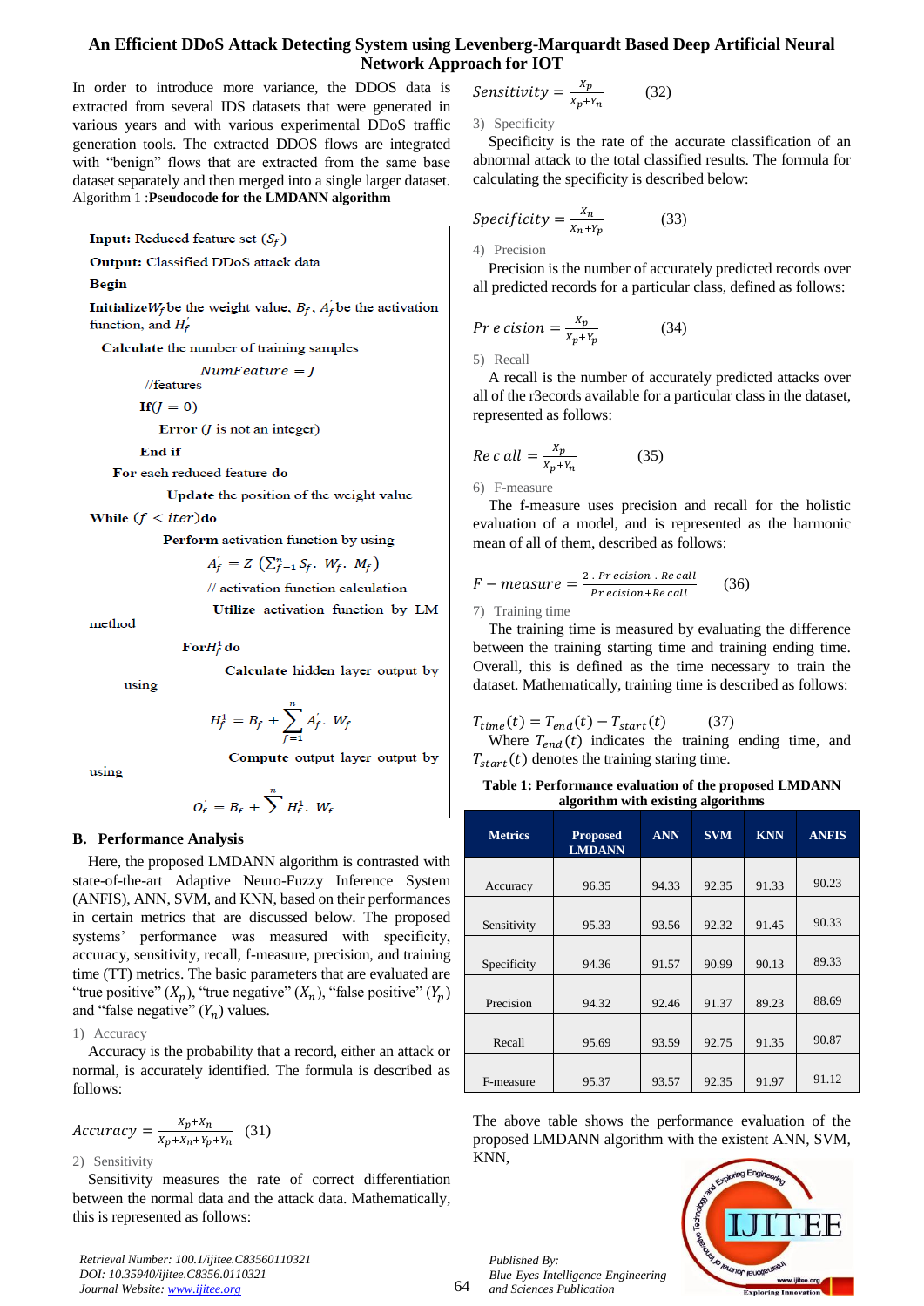In order to introduce more variance, the DDOS data is extracted from several IDS datasets that were generated in various years and with various experimental DDoS traffic generation tools. The extracted DDOS flows are integrated with "benign" flows that are extracted from the same base dataset separately and then merged into a single larger dataset.

Algorithm 1 :**Pseudocode for the LMDANN algorithm**

```
Input: Reduced feature set (S_f)
Output: Classified DDoS attack data
Begin
InitializeW_f be the weight value, B_f, A_f be the activation
function, and H_f
  Calculate the number of training samples
        NumFeature = J
     //features
        If(J = 0)
           Error (J is not an integer)
        End if
     For each reduced feature do
           Update the position of the weight value
While (f < iter)do
        Perform activation function by using
              A_f = Z (Σ_{f=1}^{n} S_f . W_f . M_f)
            // activation function calculation
              Utilize activation function by LM
method
           ForH_f^1 do
              Calculate hidden layer output by
using
              H_f^1 = B_f + Σ_{f=1}^{n} A_f . W_f
              Compute output layer output by
using
              O_f = B_f + Σ^{n} H_f^1 . W_f
```

## B. Performance Analysis

Here, the proposed LMDANN algorithm is contrasted with state-of-the-art Adaptive Neuro-Fuzzy Inference System (ANFIS), ANN, SVM, and KNN, based on their performances in certain metrics that are discussed below. The proposed systems' performance was measured with specificity, accuracy, sensitivity, recall, f-measure, precision, and training time (TT) metrics. The basic parameters that are evaluated are "true positive" ($X_p$), "true negative" ($X_n$), "false positive" ($Y_p$) and "false negative" ($Y_n$) values.

1) Accuracy

Accuracy is the probability that a record, either an attack or normal, is accurately identified. The formula is described as follows:

$$Accuracy = \frac{X_p+X_n}{X_p+X_n+Y_p+Y_n} \quad (31)$$

2) Sensitivity

Sensitivity measures the rate of correct differentiation between the normal data and the attack data. Mathematically, this is represented as follows:

$$Sensitivity = \frac{X_p}{X_p+Y_n} \quad (32)$$

3) Specificity

Specificity is the rate of the accurate classification of an abnormal attack to the total classified results. The formula for calculating the specificity is described below:

$$Specificity = \frac{X_n}{X_n+Y_p} \quad (33)$$

4) Precision

Precision is the number of accurately predicted records over all predicted records for a particular class, defined as follows:

$$Precision = \frac{X_p}{X_p+Y_p} \quad (34)$$

5) Recall

A recall is the number of accurately predicted attacks over all of the r3ecords available for a particular class in the dataset, represented as follows:

$$Recall = \frac{X_p}{X_p+Y_n} \quad (35)$$

6) F-measure

The f-measure uses precision and recall for the holistic evaluation of a model, and is represented as the harmonic mean of all of them, described as follows:

$$F-measure = \frac{2 \cdot Precision \cdot Recall}{Precision+Recall} \quad (36)$$

7) Training time

The training time is measured by evaluating the difference between the training starting time and training ending time. Overall, this is defined as the time necessary to train the dataset. Mathematically, training time is described as follows:

$$T_{time}(t) = T_{end}(t) - T_{start}(t) \quad (37)$$

Where $T_{end}(t)$ indicates the training ending time, and $T_{start}(t)$ denotes the training staring time.

**Table 1: Performance evaluation of the proposed LMDANN algorithm with existing algorithms**

| Metrics | Proposed LMDANN | ANN | SVM | KNN | ANFIS |
|---|---|---|---|---|---|
| Accuracy | 96.35 | 94.33 | 92.35 | 91.33 | 90.23 |
| Sensitivity | 95.33 | 93.56 | 92.32 | 91.45 | 90.33 |
| Specificity | 94.36 | 91.57 | 90.99 | 90.13 | 89.33 |
| Precision | 94.32 | 92.46 | 91.37 | 89.23 | 88.69 |
| Recall | 95.69 | 93.59 | 92.75 | 91.35 | 90.87 |
| F-measure | 95.37 | 93.57 | 92.35 | 91.97 | 91.12 |

The above table shows the performance evaluation of the proposed LMDANN algorithm with the existent ANN, SVM, KNN,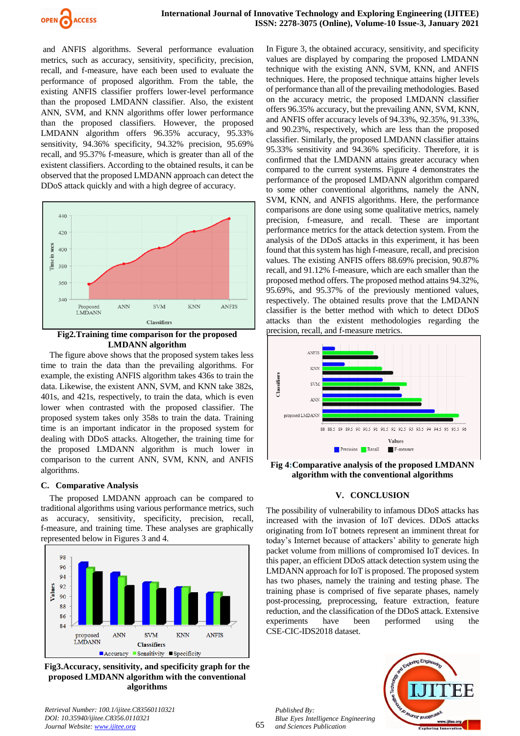and ANFIS algorithms. Several performance evaluation metrics, such as accuracy, sensitivity, specificity, precision, recall, and f-measure, have each been used to evaluate the performance of proposed algorithm. From the table, the existing ANFIS classifier proffers lower-level performance than the proposed LMDANN classifier. Also, the existent ANN, SVM, and KNN algorithms offer lower performance than the proposed classifiers. However, the proposed LMDANN algorithm offers 96.35% accuracy, 95.33% sensitivity, 94.36% specificity, 94.32% precision, 95.69% recall, and 95.37% f-measure, which is greater than all of the existent classifiers. According to the obtained results, it can be observed that the proposed LMDANN approach can detect the DDoS attack quickly and with a high degree of accuracy.

**Fig2.Training time comparison for the proposed LMDANN algorithm**

The figure above shows that the proposed system takes less time to train the data than the prevailing algorithms. For example, the existing ANFIS algorithm takes 436s to train the data. Likewise, the existent ANN, SVM, and KNN take 382s, 401s, and 421s, respectively, to train the data, which is even lower when contrasted with the proposed classifier. The proposed system takes only 358s to train the data. Training time is an important indicator in the proposed system for dealing with DDoS attacks. Altogether, the training time for the proposed LMDANN algorithm is much lower in comparison to the current ANN, SVM, KNN, and ANFIS algorithms.

### C. Comparative Analysis

The proposed LMDANN approach can be compared to traditional algorithms using various performance metrics, such as accuracy, sensitivity, specificity, precision, recall, f-measure, and training time. These analyses are graphically represented below in Figures 3 and 4.

**Fig3.Accuracy, sensitivity, and specificity graph for the proposed LMDANN algorithm with the conventional algorithms**

In Figure 3, the obtained accuracy, sensitivity, and specificity values are displayed by comparing the proposed LMDANN technique with the existing ANN, SVM, KNN, and ANFIS techniques. Here, the proposed technique attains higher levels of performance than all of the prevailing methodologies. Based on the accuracy metric, the proposed LMDANN classifier offers 96.35% accuracy, but the prevailing ANN, SVM, KNN, and ANFIS offer accuracy levels of 94.33%, 92.35%, 91.33%, and 90.23%, respectively, which are less than the proposed classifier. Similarly, the proposed LMDANN classifier attains 95.33% sensitivity and 94.36% specificity. Therefore, it is confirmed that the LMDANN attains greater accuracy when compared to the current systems. Figure 4 demonstrates the performance of the proposed LMDANN algorithm compared to some other conventional algorithms, namely the ANN, SVM, KNN, and ANFIS algorithms. Here, the performance comparisons are done using some qualitative metrics, namely precision, f-measure, and recall. These are important performance metrics for the attack detection system. From the analysis of the DDoS attacks in this experiment, it has been found that this system has high f-measure, recall, and precision values. The existing ANFIS offers 88.69% precision, 90.87% recall, and 91.12% f-measure, which are each smaller than the proposed method offers. The proposed method attains 94.32%, 95.69%, and 95.37% of the previously mentioned values, respectively. The obtained results prove that the LMDANN classifier is the better method with which to detect DDoS attacks than the existent methodologies regarding the precision, recall, and f-measure metrics.

**Fig 4:Comparative analysis of the proposed LMDANN algorithm with the conventional algorithms**

## V. CONCLUSION

The possibility of vulnerability to infamous DDoS attacks has increased with the invasion of IoT devices. DDoS attacks originating from IoT botnets represent an imminent threat for today's Internet because of attackers' ability to generate high packet volume from millions of compromised IoT devices. In this paper, an efficient DDoS attack detection system using the LMDANN approach for IoT is proposed. The proposed system has two phases, namely the training and testing phase. The training phase is comprised of five separate phases, namely post-processing, preprocessing, feature extraction, feature reduction, and the classification of the DDoS attack. Extensive experiments have been performed using the CSE-CIC-IDS2018 dataset.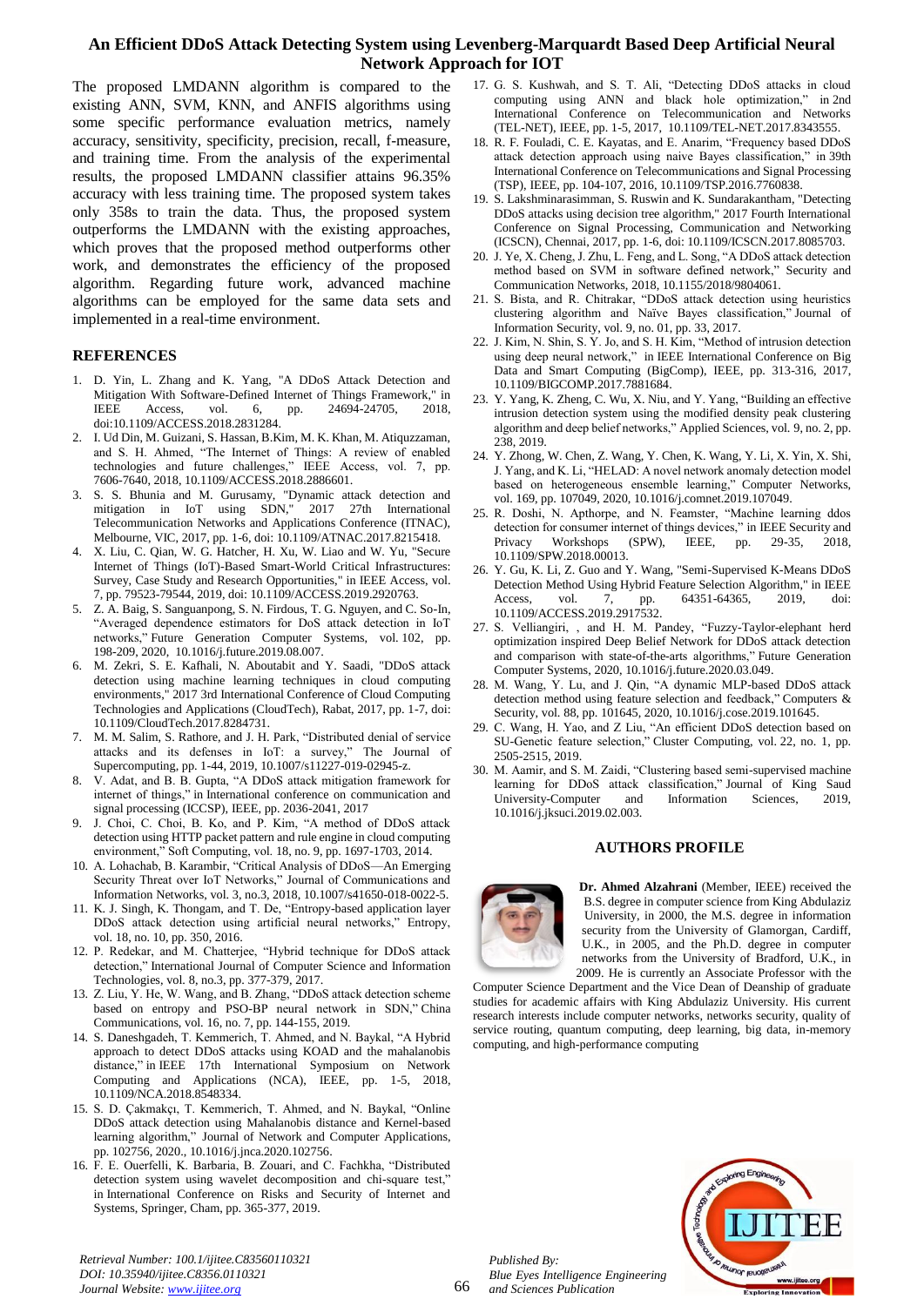The proposed LMDANN algorithm is compared to the existing ANN, SVM, KNN, and ANFIS algorithms using some specific performance evaluation metrics, namely accuracy, sensitivity, specificity, precision, recall, f-measure, and training time. From the analysis of the experimental results, the proposed LMDANN classifier attains 96.35% accuracy with less training time. The proposed system takes only 358s to train the data. Thus, the proposed system outperforms the LMDANN with the existing approaches, which proves that the proposed method outperforms other work, and demonstrates the efficiency of the proposed algorithm. Regarding future work, advanced machine algorithms can be employed for the same data sets and implemented in a real-time environment.

## REFERENCES

1. D. Yin, L. Zhang and K. Yang, "A DDoS Attack Detection and Mitigation With Software-Defined Internet of Things Framework," in IEEE Access, vol. 6, pp. 24694-24705, 2018, doi:10.1109/ACCESS.2018.2831284.
2. I. Ud Din, M. Guizani, S. Hassan, B.Kim, M. K. Khan, M. Atiquzzaman, and S. H. Ahmed, "The Internet of Things: A review of enabled technologies and future challenges," IEEE Access, vol. 7, pp. 7606-7640, 2018, 10.1109/ACCESS.2018.2886601.
3. S. S. Bhunia and M. Gurusamy, "Dynamic attack detection and mitigation in IoT using SDN," 2017 27th International Telecommunication Networks and Applications Conference (ITNAC), Melbourne, VIC, 2017, pp. 1-6, doi: 10.1109/ATNAC.2017.8215418.
4. X. Liu, C. Qian, W. G. Hatcher, H. Xu, W. Liao and W. Yu, "Secure Internet of Things (IoT)-Based Smart-World Critical Infrastructures: Survey, Case Study and Research Opportunities," in IEEE Access, vol. 7, pp. 79523-79544, 2019, doi: 10.1109/ACCESS.2019.2920763.
5. Z. A. Baig, S. Sanguanpong, S. N. Firdous, T. G. Nguyen, and C. So-In, "Averaged dependence estimators for DoS attack detection in IoT networks," Future Generation Computer Systems, vol. 102, pp. 198-209, 2020, 10.1016/j.future.2019.08.007.
6. M. Zekri, S. E. Kafhali, N. Aboutabit and Y. Saadi, "DDoS attack detection using machine learning techniques in cloud computing environments," 2017 3rd International Conference of Cloud Computing Technologies and Applications (CloudTech), Rabat, 2017, pp. 1-7, doi: 10.1109/CloudTech.2017.8284731.
7. M. M. Salim, S. Rathore, and J. H. Park, "Distributed denial of service attacks and its defenses in IoT: a survey," The Journal of Supercomputing, pp. 1-44, 2019, 10.1007/s11227-019-02945-z.
8. V. Adat, and B. B. Gupta, "A DDoS attack mitigation framework for internet of things," in International conference on communication and signal processing (ICCSP), IEEE, pp. 2036-2041, 2017
9. J. Choi, C. Choi, B. Ko, and P. Kim, "A method of DDoS attack detection using HTTP packet pattern and rule engine in cloud computing environment," Soft Computing, vol. 18, no. 9, pp. 1697-1703, 2014.
10. A. Lohachab, B. Karambir, "Critical Analysis of DDoS—An Emerging Security Threat over IoT Networks," Journal of Communications and Information Networks, vol. 3, no.3, 2018, 10.1007/s41650-018-0022-5.
11. K. J. Singh, K. Thongam, and T. De, "Entropy-based application layer DDoS attack detection using artificial neural networks," Entropy, vol. 18, no. 10, pp. 350, 2016.
12. P. Redekar, and M. Chatterjee, "Hybrid technique for DDoS attack detection," International Journal of Computer Science and Information Technologies, vol. 8, no.3, pp. 377-379, 2017.
13. Z. Liu, Y. He, W. Wang, and B. Zhang, "DDoS attack detection scheme based on entropy and PSO-BP neural network in SDN," China Communications, vol. 16, no. 7, pp. 144-155, 2019.
14. S. Daneshgadeh, T. Kemmerich, T. Ahmed, and N. Baykal, "A Hybrid approach to detect DDoS attacks using KOAD and the mahalanobis distance," in IEEE 17th International Symposium on Network Computing and Applications (NCA), IEEE, pp. 1-5, 2018, 10.1109/NCA.2018.8548334.
15. S. D. Çakmakçı, T. Kemmerich, T. Ahmed, and N. Baykal, "Online DDoS attack detection using Mahalanobis distance and Kernel-based learning algorithm," Journal of Network and Computer Applications, pp. 102756, 2020., 10.1016/j.jnca.2020.102756.
16. F. E. Ouerfelli, K. Barbaria, B. Zouari, and C. Fachkha, "Distributed detection system using wavelet decomposition and chi-square test," in International Conference on Risks and Security of Internet and Systems, Springer, Cham, pp. 365-377, 2019.
17. G. S. Kushwah, and S. T. Ali, "Detecting DDoS attacks in cloud computing using ANN and black hole optimization," in 2nd International Conference on Telecommunication and Networks (TEL-NET), IEEE, pp. 1-5, 2017, 10.1109/TEL-NET.2017.8343555.
18. R. F. Fouladi, C. E. Kayatas, and E. Anarim, "Frequency based DDoS attack detection approach using naive Bayes classification," in 39th International Conference on Telecommunications and Signal Processing (TSP), IEEE, pp. 104-107, 2016, 10.1109/TSP.2016.7760838.
19. S. Lakshminarasimman, S. Ruswin and K. Sundarakantham, "Detecting DDoS attacks using decision tree algorithm," 2017 Fourth International Conference on Signal Processing, Communication and Networking (ICSCN), Chennai, 2017, pp. 1-6, doi: 10.1109/ICSCN.2017.8085703.
20. J. Ye, X. Cheng, J. Zhu, L. Feng, and L. Song, "A DDoS attack detection method based on SVM in software defined network," Security and Communication Networks, 2018, 10.1155/2018/9804061.
21. S. Bista, and R. Chitrakar, "DDoS attack detection using heuristics clustering algorithm and Naïve Bayes classification," Journal of Information Security, vol. 9, no. 01, pp. 33, 2017.
22. J. Kim, N. Shin, S. Y. Jo, and S. H. Kim, "Method of intrusion detection using deep neural network," in IEEE International Conference on Big Data and Smart Computing (BigComp), IEEE, pp. 313-316, 2017, 10.1109/BIGCOMP.2017.7881684.
23. Y. Yang, K. Zheng, C. Wu, X. Niu, and Y. Yang, "Building an effective intrusion detection system using the modified density peak clustering algorithm and deep belief networks," Applied Sciences, vol. 9, no. 2, pp. 238, 2019.
24. Y. Zhong, W. Chen, Z. Wang, Y. Chen, K. Wang, Y. Li, X. Yin, X. Shi, J. Yang, and K. Li, "HELAD: A novel network anomaly detection model based on heterogeneous ensemble learning," Computer Networks, vol. 169, pp. 107049, 2020, 10.1016/j.comnet.2019.107049.
25. R. Doshi, N. Apthorpe, and N. Feamster, "Machine learning ddos detection for consumer internet of things devices," in IEEE Security and Privacy Workshops (SPW), IEEE, pp. 29-35, 2018, 10.1109/SPW.2018.00013.
26. Y. Gu, K. Li, Z. Guo and Y. Wang, "Semi-Supervised K-Means DDoS Detection Method Using Hybrid Feature Selection Algorithm," in IEEE Access, vol. 7, pp. 64351-64365, 2019, doi: 10.1109/ACCESS.2019.2917532.
27. S. Velliangiri, , and H. M. Pandey, "Fuzzy-Taylor-elephant herd optimization inspired Deep Belief Network for DDoS attack detection and comparison with state-of-the-arts algorithms," Future Generation Computer Systems, 2020, 10.1016/j.future.2020.03.049.
28. M. Wang, Y. Lu, and J. Qin, "A dynamic MLP-based DDoS attack detection method using feature selection and feedback," Computers & Security, vol. 88, pp. 101645, 2020, 10.1016/j.cose.2019.101645.
29. C. Wang, H. Yao, and Z Liu, "An efficient DDoS detection based on SU-Genetic feature selection," Cluster Computing, vol. 22, no. 1, pp. 2505-2515, 2019.
30. M. Aamir, and S. M. Zaidi, "Clustering based semi-supervised machine learning for DDoS attack classification," Journal of King Saud University-Computer and Information Sciences, 2019, 10.1016/j.jksuci.2019.02.003.

## AUTHORS PROFILE

**Dr. Ahmed Alzahrani** (Member, IEEE) received the B.S. degree in computer science from King Abdulaziz University, in 2000, the M.S. degree in information security from the University of Glamorgan, Cardiff, U.K., in 2005, and the Ph.D. degree in computer networks from the University of Bradford, U.K., in 2009. He is currently an Associate Professor with the Computer Science Department and the Vice Dean of Deanship of graduate studies for academic affairs with King Abdulaziz University. His current research interests include computer networks, networks security, quality of service routing, quantum computing, deep learning, big data, in-memory computing, and high-performance computing